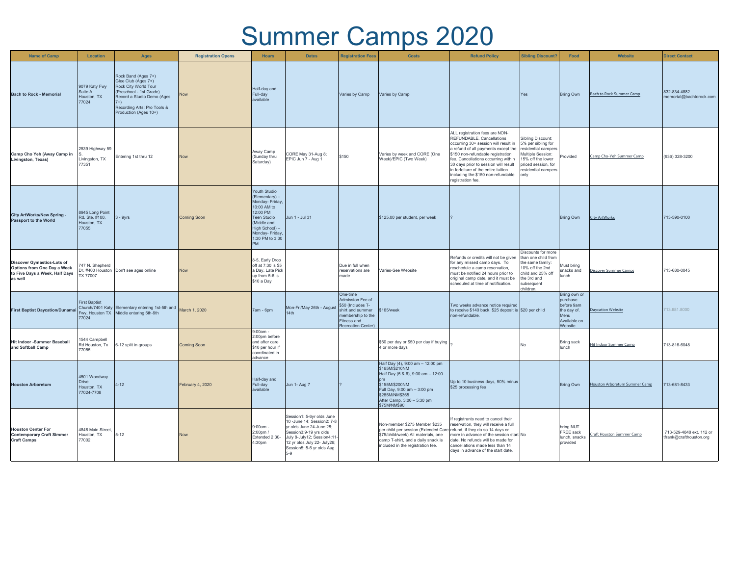# Summer Camps 2020

| Name of Camp | Location | Ages | Registration Opens | Hours | Dates | Registration Fees | Costs | Refund Policy | Sibling Discount? | Food | Website | Direct Contact |
|---|---|---|---|---|---|---|---|---|---|---|---|---|
| **Bach to Rock - Memorial** | 9079 Katy Fwy Suite A Houston, TX 77024 | Rock Band (Ages 7+) Glee Club (Ages 7+) Rock City World Tour (Preschool - 1st Grade) Record a Studio Demo (Ages 7+) Recording Arts: Pro Tools & Production (Ages 10+) | Now | Half-day and Full-day available | | Varies by Camp | Varies by Camp | | Yes | Bring Own | Bach to Rock Summer Camp | 832-834-4882 memorial@bachtorock.com |
| **Camp Cho Yeh (Away Camp in Livingston, Texas)** | 2539 Highway 59 S. Livingston, TX 77351 | Entering 1st thru 12 | Now | Away Camp (Sunday thru Saturday) | CORE May 31-Aug 8; EPIC Jun 7 - Aug 1 | $150 | Varies by week and CORE (One Week)/EPIC (Two Week) | ALL registration fees are NON-REFUNDABLE. Cancellations occurring 30+ session will result in a refund of all payments except the $150 non-refundable registration fee. Cancellations occurring within 30 days prior to session will result in forfeiture of the entire tuition including the $150 non-refundable registration fee. | Sibling Discount: 5% per sibling for residential campers Multiple Session: 15% off the lower priced session, for residential campers only | Provided | Camp Cho-Yeh Summer Camp | (936) 328-3200 |
| **City ArtWorks/New Spring - Passport to the World** | 8945 Long Point Rd. Ste. #100, Houston, TX 77055 | 3 - 9yrs | Coming Soon | Youth Studio (Elementary) – Monday- Friday, 10:00 AM to 12:00 PM Teen Studio (Middle and High School) – Monday- Friday, 1:30 PM to 3:30 PM | Jun 1 - Jul 31 | | $125.00 per student, per week | ? | | Bring Own | City ArtWorks | 713-590-0100 |
| **Discover Gymnastics-Lots of Options from One Day a Week to Five Days a Week, Half Days as well** | 747 N. Shepherd Dr. #400 Houston TX 77007 | Don't see ages online | Now | 8-5, Early Drop off at 7:30 is $5 a Day, Late Pick up from 5-6 is $10 a Day | | Due in full when reservations are made | Varies-See Website | Refunds or credits will not be given for any missed camp days. To reschedule a camp reservation, must be notified 24 hours prior to original camp date, and it must be scheduled at time of notification. | Discounts for more than one child from the same family: 10% off the 2nd child and 25% off the 3rd and subsequent children. | Must bring snacks and lunch | Discover Summer Camps | 713-680-0045 |
| **First Baptist Daycation/Dunamai** | First Baptist Church/7401 Katy Fwy, Houston TX 77024 | Elementary entering 1st-5th and Middle entering 6th-9th | March 1, 2020 | 7am - 6pm | Mon-Fri/May 26th - August 14th | One-time Admission Fee of $50 (Includes T-shirt and summer membership to the Fitness and Recreation Center) | $165/week | Two weeks advance notice required to receive $140 back. $25 deposit is non-refundable. | $20 per child | Bring own or purchase before 9am the day of. Menu Available on Website | Daycation Website | 713.681.8000 |
| **Hit Indoor -Summer Baseball and Softball Camp** | 1544 Campbell Rd Houston, Tx 77055 | 6-12 split in groups | Coming Soon | 9:00am - 2:00pm before and after care $10 per hour if coordinated in advance | | | $60 per day or $50 per day if buying 4 or more days | ? | No | Bring sack lunch | Hit Indoor Summer Camp | 713-816-6048 |
| **Houston Arboretum** | 4501 Woodway Drive Houston, TX 77024-7708 | 4-12 | February 4, 2020 | Half-day and Full-day available | Jun 1- Aug 7 | ? | Half Day (4), 9:00 am – 12:00 pm $165M/$210NM Half Day (5 & 6), 9:00 am – 12:00 pm $155M/$200NM Full Day, 9:00 am – 3:00 pm $285M/NM$365 After Camp, 3:00 – 5:30 pm $75M/NM$90 | Up to 10 business days, 50% minus $25 processing fee | | Bring Own | Houston Arboretum Summer Camp | 713-681-8433 |
| **Houston Center For Contemporary Craft Simmer Craft Camps** | 4848 Main Street, Houston, TX 77002 | 5-12 | Now | 9:00am - 2:00pm / Extended 2:30-4:30pm | Session1: 5-6yr olds June 10 -June 14; Session2: 7-8 yr olds June 24-June 28; Session3:9-19 yrs olds July 8-July12; Session4:11-12 yr olds July 22- July26; Session5: 5-6 yr olds Aug 5-9 | | Non-member $275 Member $235 per child per session (Extended Care $75/child/week) All materials, one camp T-shirt, and a daily snack is included in the registration fee. | If registrants need to cancel their reservation, they will receive a full refund, if they do so 14 days or more in advance of the session start date. No refunds will be made for cancellations made less than 14 days in advance of the start date. | No | bring NUT FREE sack lunch, snacks provided | Craft Houston Summer Camp | 713-529-4848 ext. 112 or tfrank@crafthouston.org |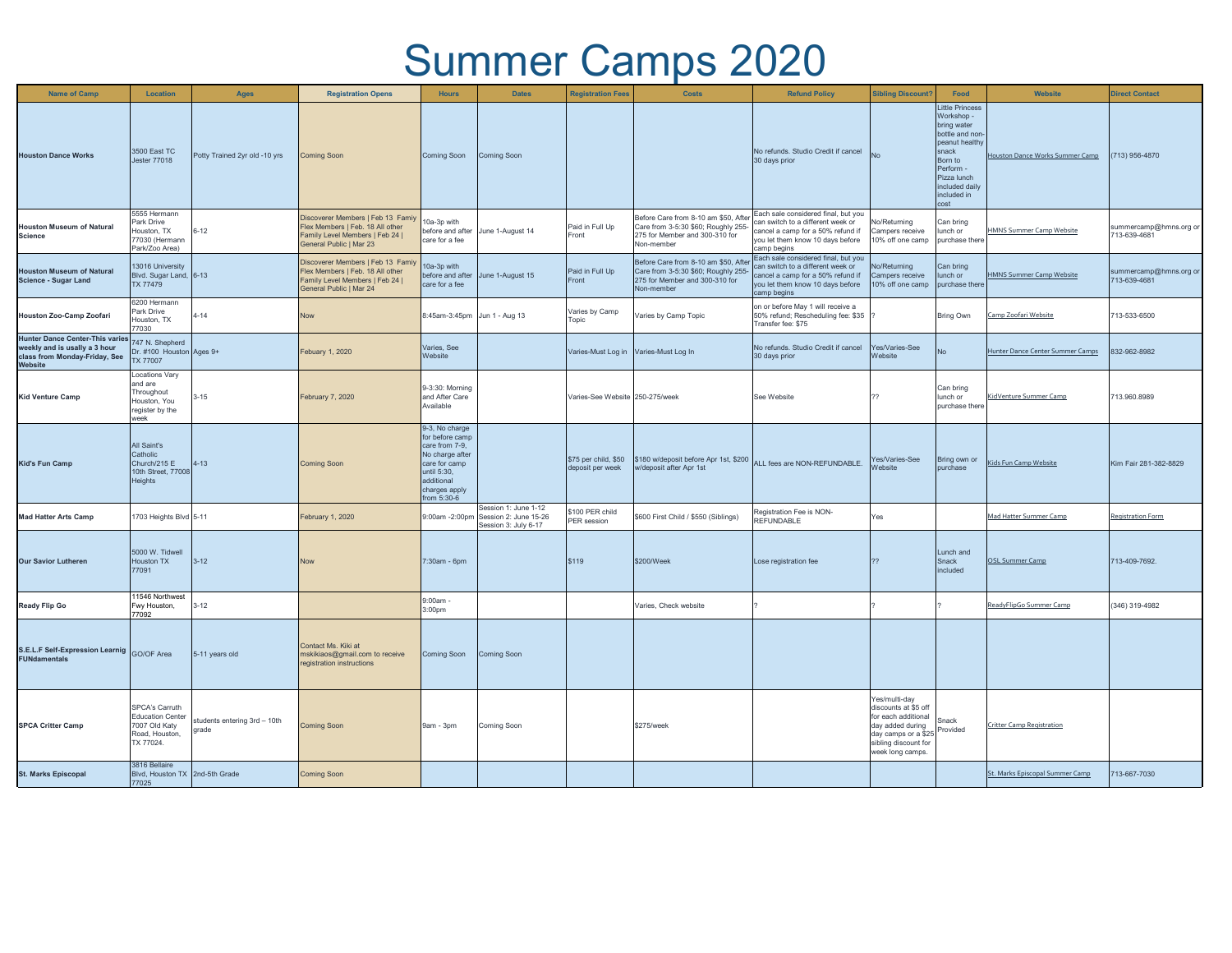# Summer Camps 2020

| Name of Camp | Location | Ages | Registration Opens | Hours | Dates | Registration Fees | Costs | Refund Policy | Sibling Discount? | Food | Website | Direct Contact |
|---|---|---|---|---|---|---|---|---|---|---|---|---|
| **Houston Dance Works** | 3500 East TC Jester 77018 | Potty Trained 2yr old -10 yrs | Coming Soon | Coming Soon | Coming Soon | | | No refunds. Studio Credit if cancel 30 days prior | No | Little Princess Workshop - bring water bottle and non-peanut healthy snack Born to Perform - Pizza lunch included daily included in cost | Houston Dance Works Summer Camp | (713) 956-4870 |
| **Houston Museum of Natural Science** | 5555 Hermann Park Drive Houston, TX 77030 (Hermann Park/Zoo Area) | 6-12 | Discoverer Members \| Feb 13 Famiy Flex Members \| Feb. 18 All other Family Level Members \| Feb 24 \| General Public \| Mar 23 | 10a-3p with before and after care for a fee | June 1-August 14 | Paid in Full Up Front | Before Care from 8-10 am $50, After Care from 3-5:30 $60; Roughly 255-275 for Member and 300-310 for Non-member | Each sale considered final, but you can switch to a different week or cancel a camp for a 50% refund if you let them know 10 days before camp begins | No/Returning Campers receive 10% off one camp | Can bring lunch or purchase there | HMNS Summer Camp Website | summercamp@hmns.org or 713-639-4681 |
| **Houston Museum of Natural Science - Sugar Land** | 13016 University Blvd. Sugar Land, TX 77479 | 6-13 | Discoverer Members \| Feb 13 Famiy Flex Members \| Feb. 18 All other Family Level Members \| Feb 24 \| General Public \| Mar 24 | 10a-3p with before and after care for a fee | June 1-August 15 | Paid in Full Up Front | Before Care from 8-10 am $50, After Care from 3-5:30 $60; Roughly 255-275 for Member and 300-310 for Non-member | Each sale considered final, but you can switch to a different week or cancel a camp for a 50% refund if you let them know 10 days before camp begins | No/Returning Campers receive 10% off one camp | Can bring lunch or purchase there | HMNS Summer Camp Website | summercamp@hmns.org or 713-639-4681 |
| **Houston Zoo-Camp Zoofari** | 6200 Hermann Park Drive Houston, TX 77030 | 4-14 | Now | 8:45am-3:45pm | Jun 1 - Aug 13 | Varies by Camp Topic | Varies by Camp Topic | on or before May 1 will receive a 50% refund; Rescheduling fee: $35 Transfer fee: $75 | ? | Bring Own | Camp Zoofari Website | 713-533-6500 |
| **Hunter Dance Center-This varies weekly and is usally a 3 hour class from Monday-Friday, See Website** | 747 N. Shepherd Dr. #100 Houston TX 77007 | Ages 9+ | Febuary 1, 2020 | Varies, See Website | | Varies-Must Log in | Varies-Must Log In | No refunds. Studio Credit if cancel 30 days prior | Yes/Varies-See Website | No | Hunter Dance Center Summer Camps | 832-962-8982 |
| **Kid Venture Camp** | Locations Vary and are Throughout Houston, You register by the week | 3-15 | February 7, 2020 | 9-3:30: Morning and After Care Available | | Varies-See Website | 250-275/week | See Website | ?? | Can bring lunch or purchase there | KidVenture Summer Camp | 713.960.8989 |
| **Kid's Fun Camp** | All Saint's Catholic Church/215 E 10th Street, 77008 Heights | 4-13 | Coming Soon | 9-3, No charge for before camp care from 7-9, No charge after care for camp until 5:30, additional charges apply from 5:30-6 | | $75 per child, $50 deposit per week | $180 w/deposit before Apr 1st, $200 w/deposit after Apr 1st | ALL fees are NON-REFUNDABLE. | Yes/Varies-See Website | Bring own or purchase | Kids Fun Camp Website | Kim Fair 281-382-8829 |
| **Mad Hatter Arts Camp** | 1703 Heights Blvd | 5-11 | February 1, 2020 | 9:00am -2:00pm | Session 1: June 1-12 Session 2: June 15-26 Session 3: July 6-17 | $100 PER child PER session | $600 First Child / $550 (Siblings) | Registration Fee is NON-REFUNDABLE | Yes | | Mad Hatter Summer Camp | Registration Form |
| **Our Savior Lutheren** | 5000 W. Tidwell Houston TX 77091 | 3-12 | Now | 7:30am - 6pm | | $119 | $200/Week | Lose registration fee | ?? | Lunch and Snack included | OSL Summer Camp | 713-409-7692. |
| **Ready Flip Go** | 11546 Northwest Fwy Houston, 77092 | 3-12 | | 9:00am - 3:00pm | | | Varies, Check website | ? | ? | ? | ReadyFlipGo Summer Camp | (346) 319-4982 |
| **S.E.L.F Self-Expression Learnig FUNdamentals** | GO/OF Area | 5-11 years old | Contact Ms. Kiki at mskikiaos@gmail.com to receive registration instructions | Coming Soon | Coming Soon | | | | | | | |
| **SPCA Critter Camp** | SPCA's Carruth Education Center 7007 Old Katy Road, Houston, TX 77024. | students entering 3rd – 10th grade | Coming Soon | 9am - 3pm | Coming Soon | | $275/week | | Yes/multi-day discounts at $5 off for each additional day added during day camps or a $25 sibling discount for week long camps. | Snack Provided | Critter Camp Registration | |
| **St. Marks Episcopal** | 3816 Bellaire Blvd, Houston TX 77025 | 2nd-5th Grade | Coming Soon | | | | | | | | St. Marks Episcopal Summer Camp | 713-667-7030 |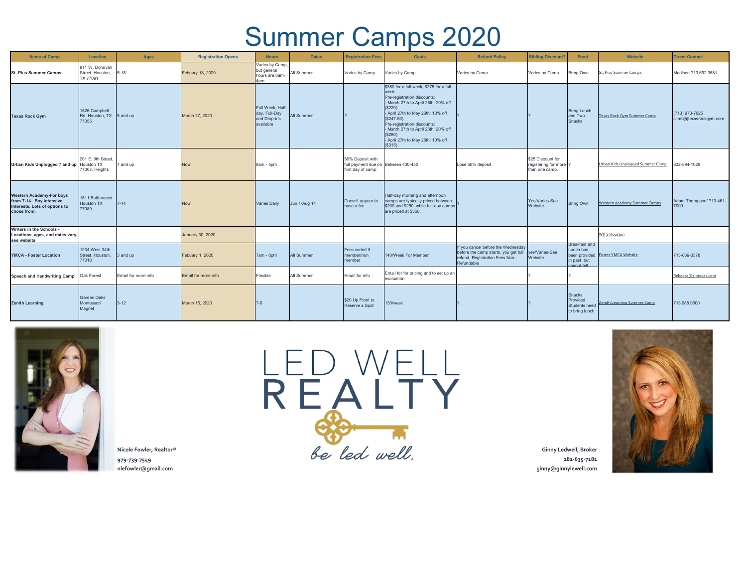# Summer Camps 2020

| Name of Camp | Location | Ages | Registration Opens | Hours | Dates | Registration Fees | Costs | Refund Policy | Sibling Discount? | Food | Website | Direct Contact |
|---|---|---|---|---|---|---|---|---|---|---|---|---|
| **St. Pius Summer Camps** | 811 W. Donovan Street, Houston, TX 77091 | 5-18 | Febuary 18, 2020 | Varies by Camp, but general hours are 8am-4pm | All Summer | Varies by Camp | Varies by Camp | Varies by Camp | Varies by Camp | Bring Own | St. Pius Summer Camps | Madison 713.692.3581 |
| **Texas Rock Gym** | 1526 Campbell Rd, Houston, TX 77055 | 5 and up | March 27, 2020 | Full Week, Half-day, Full-Day and Drop-ins available | All Summer | ? | $350 for a full week; $275 for a full week. Pre-registration discounts: - March 27th to April 26th: 20% off ($220) - April 27th to May 26th: 10% off ($247.50) Pre-registration discounts: - March 27th to April 26th: 20% off ($280) - April 27th to May 26th: 10% off ($315) | ? | ? | Bring Lunch and Two Snacks | Texas Rock Gym Summer Camp | (713) 973-7625 climb@texasrockgym.com |
| **Urban Kids Unplugged 7 and up** | 201 E. 9th Street, Houston TX 77007, Heights | 7 and up | Now | 8am - 5pm | | 50% Deposit with full payment due on first day of camp | Between 400-450 | Lose 50% deposit | $25 Discount for registering for more than one camp. | ? | Urban Kids Unplugged Summer Camp | 832-594-1029 |
| **Western Academy-For boys from 7-14. Boy intensive Interests. Lots of options to chose from.** | 1511 Buttlercrest Houston TX 77080 | 7-14 | Now | Varies Daily | Jun 1-Aug 14 | Doesn't appear to have a fee | Half-day morning and afternoon camps are typically priced between $200 and $250, while full-day camps are priced at $350. | ? | Yes/Varies-See Website | Bring Own | Western Academy Summer Camps | Adam Thompson/ 713-461-7000 |
| **Writers in the Schools - Locations, ages, and dates vary, see website** | | | January 30, 2020 | | | | | | | | WITS Houston | |
| **YMCA - Foster Location** | 1234 West 34th Street, Houston, 77018 | 5 and up | Febuary 1, 2020 | 7am - 6pm | All Summer | Fees varied if member/non member | 140/Week For Member | If you cancel before the Wednesday before the camp starts, you get full refund, Registration Fees Non-Refundable | yes/Varies-See Website | Breakfast and Lunch has been provided in past, but cannot tell | Foster YMCA Website | 713-869-3378 |
| **Speech and Handwriting Camp** | Oak Forest | Email for more info | Email for more info | Flexible | All Summer | Email for info | Email for for pricing and to set up an evaluation. | | ? | ? | | Rebecca@slptexas.com |
| **Zenith Learning** | Garden Oaks Montessori Magnet | 3-12 | March 15, 2020 | 7-6 | | $20 Up Front to Reserve a Spot | 130/week | ? | ? | Snacks Provided. Students need to bring lunch | Zenith Learning Summer Camp | 713.988.9600 |

Nicole Fowler, Realtor®
979-739-7549
nlefowler@gmail.com

LED WELL REALTY
be led well.

Ginny Ledwell, Broker
281-635-7181
ginny@ginnylewell.com